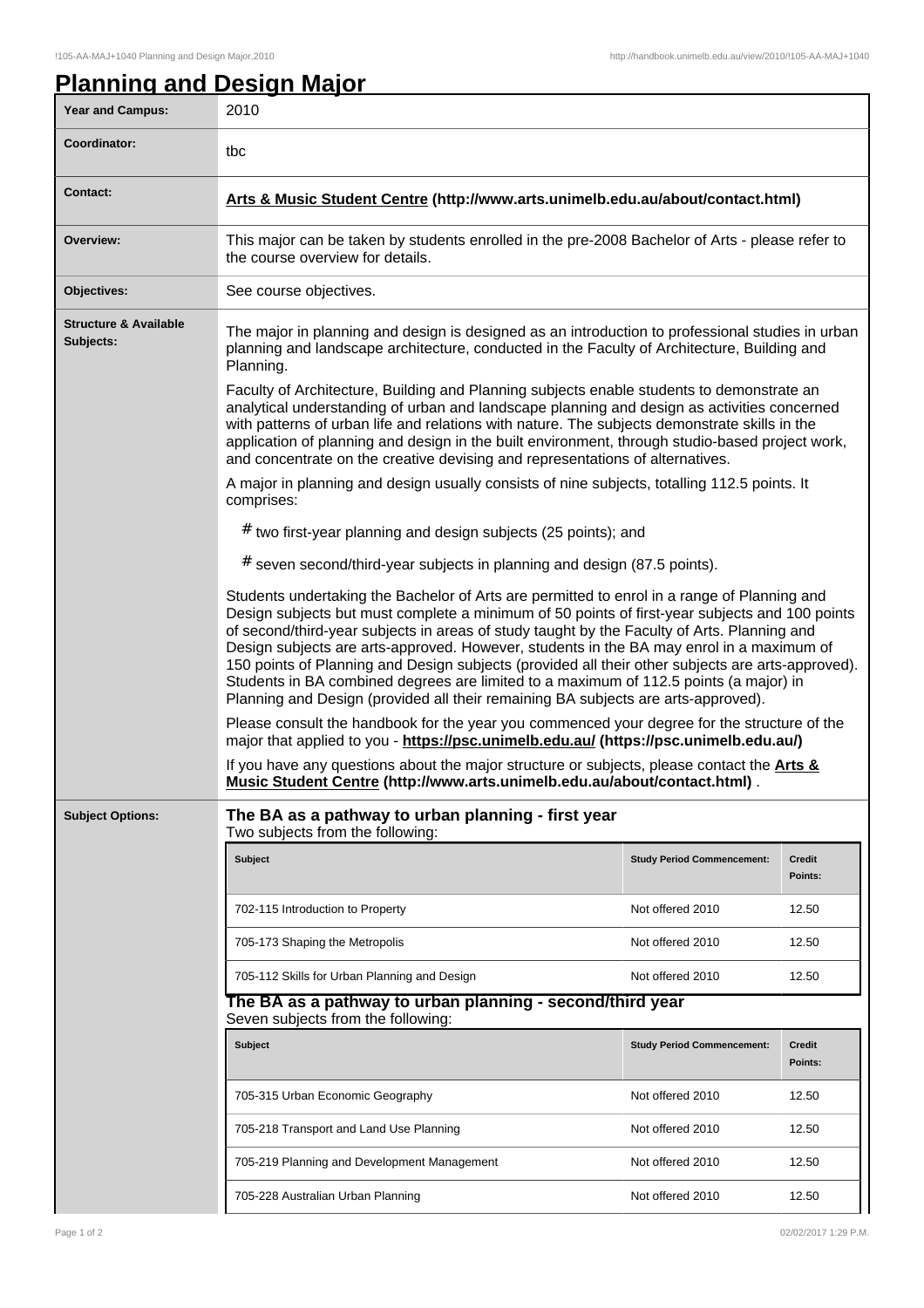# Planning and Design Major

| | |
|---|---|
| **Year and Campus:** | 2010 |
| **Coordinator:** | tbc |
| **Contact:** | **Arts & Music Student Centre (http://www.arts.unimelb.edu.au/about/contact.html)** |
| **Overview:** | This major can be taken by students enrolled in the pre-2008 Bachelor of Arts - please refer to the course overview for details. |
| **Objectives:** | See course objectives. |

**Structure & Available Subjects:**

The major in planning and design is designed as an introduction to professional studies in urban planning and landscape architecture, conducted in the Faculty of Architecture, Building and Planning.

Faculty of Architecture, Building and Planning subjects enable students to demonstrate an analytical understanding of urban and landscape planning and design as activities concerned with patterns of urban life and relations with nature. The subjects demonstrate skills in the application of planning and design in the built environment, through studio-based project work, and concentrate on the creative devising and representations of alternatives.

A major in planning and design usually consists of nine subjects, totalling 112.5 points. It comprises:

- two first-year planning and design subjects (25 points); and
- seven second/third-year subjects in planning and design (87.5 points).

Students undertaking the Bachelor of Arts are permitted to enrol in a range of Planning and Design subjects but must complete a minimum of 50 points of first-year subjects and 100 points of second/third-year subjects in areas of study taught by the Faculty of Arts. Planning and Design subjects are arts-approved. However, students in the BA may enrol in a maximum of 150 points of Planning and Design subjects (provided all their other subjects are arts-approved). Students in BA combined degrees are limited to a maximum of 112.5 points (a major) in Planning and Design (provided all their remaining BA subjects are arts-approved).

Please consult the handbook for the year you commenced your degree for the structure of the major that applied to you - **https://psc.unimelb.edu.au/ (https://psc.unimelb.edu.au/)**

If you have any questions about the major structure or subjects, please contact the **Arts & Music Student Centre (http://www.arts.unimelb.edu.au/about/contact.html)** .

**Subject Options:**

### The BA as a pathway to urban planning - first year

Two subjects from the following:

| Subject | Study Period Commencement: | Credit Points: |
|---|---|---|
| 702-115 Introduction to Property | Not offered 2010 | 12.50 |
| 705-173 Shaping the Metropolis | Not offered 2010 | 12.50 |
| 705-112 Skills for Urban Planning and Design | Not offered 2010 | 12.50 |

### The BA as a pathway to urban planning - second/third year

Seven subjects from the following:

| Subject | Study Period Commencement: | Credit Points: |
|---|---|---|
| 705-315 Urban Economic Geography | Not offered 2010 | 12.50 |
| 705-218 Transport and Land Use Planning | Not offered 2010 | 12.50 |
| 705-219 Planning and Development Management | Not offered 2010 | 12.50 |
| 705-228 Australian Urban Planning | Not offered 2010 | 12.50 |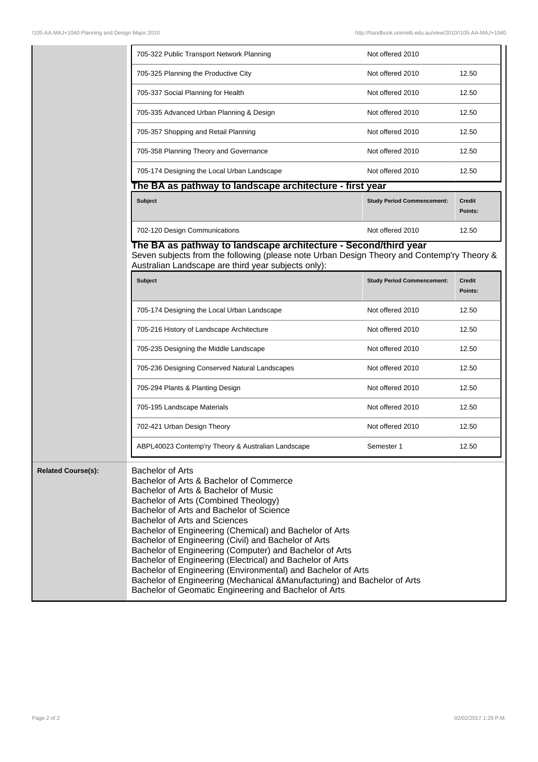| | | |
|---|---|---|
| 705-322 Public Transport Network Planning | Not offered 2010 | |
| 705-325 Planning the Productive City | Not offered 2010 | 12.50 |
| 705-337 Social Planning for Health | Not offered 2010 | 12.50 |
| 705-335 Advanced Urban Planning & Design | Not offered 2010 | 12.50 |
| 705-357 Shopping and Retail Planning | Not offered 2010 | 12.50 |
| 705-358 Planning Theory and Governance | Not offered 2010 | 12.50 |
| 705-174 Designing the Local Urban Landscape | Not offered 2010 | 12.50 |

## The BA as pathway to landscape architecture - first year

| Subject | Study Period Commencement: | Credit Points: |
|---|---|---|
| 702-120 Design Communications | Not offered 2010 | 12.50 |

## The BA as pathway to landscape architecture - Second/third year

Seven subjects from the following (please note Urban Design Theory and Contemp'ry Theory & Australian Landscape are third year subjects only):

| Subject | Study Period Commencement: | Credit Points: |
|---|---|---|
| 705-174 Designing the Local Urban Landscape | Not offered 2010 | 12.50 |
| 705-216 History of Landscape Architecture | Not offered 2010 | 12.50 |
| 705-235 Designing the Middle Landscape | Not offered 2010 | 12.50 |
| 705-236 Designing Conserved Natural Landscapes | Not offered 2010 | 12.50 |
| 705-294 Plants & Planting Design | Not offered 2010 | 12.50 |
| 705-195 Landscape Materials | Not offered 2010 | 12.50 |
| 702-421 Urban Design Theory | Not offered 2010 | 12.50 |
| ABPL40023 Contemp'ry Theory & Australian Landscape | Semester 1 | 12.50 |

**Related Course(s):**

Bachelor of Arts
Bachelor of Arts & Bachelor of Commerce
Bachelor of Arts & Bachelor of Music
Bachelor of Arts (Combined Theology)
Bachelor of Arts and Bachelor of Science
Bachelor of Arts and Sciences
Bachelor of Engineering (Chemical) and Bachelor of Arts
Bachelor of Engineering (Civil) and Bachelor of Arts
Bachelor of Engineering (Computer) and Bachelor of Arts
Bachelor of Engineering (Electrical) and Bachelor of Arts
Bachelor of Engineering (Environmental) and Bachelor of Arts
Bachelor of Engineering (Mechanical &Manufacturing) and Bachelor of Arts
Bachelor of Geomatic Engineering and Bachelor of Arts